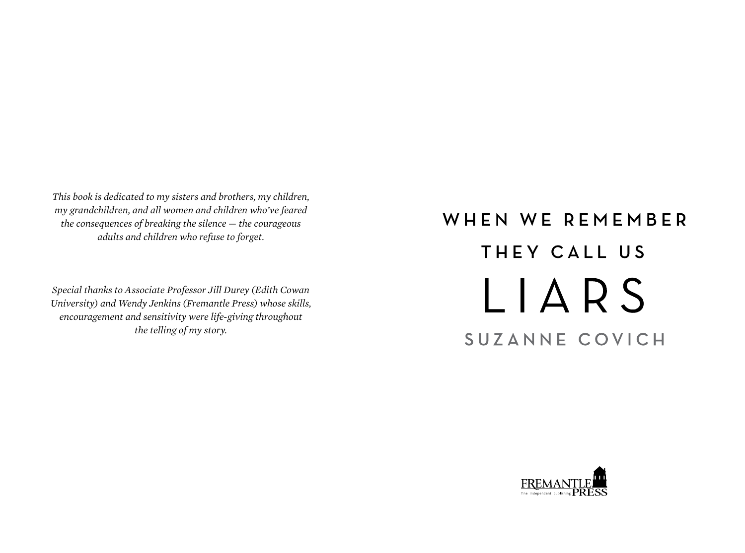*This book is dedicated to my sisters and brothers, my children, my grandchildren, and all women and children who've feared the consequences of breaking the silence — the courageous adults and children who refuse to forget.*

*Special thanks to Associate Professor Jill Durey (Edith Cowan University) and Wendy Jenkins (Fremantle Press) whose skills, encouragement and sensitivity were life-giving throughout the telling of my story.*

# WHEN WE REMEMBER THEY CALL US LIARS

## SUZANNE COVICH

FREMANTLE PRESS

fine independent publishing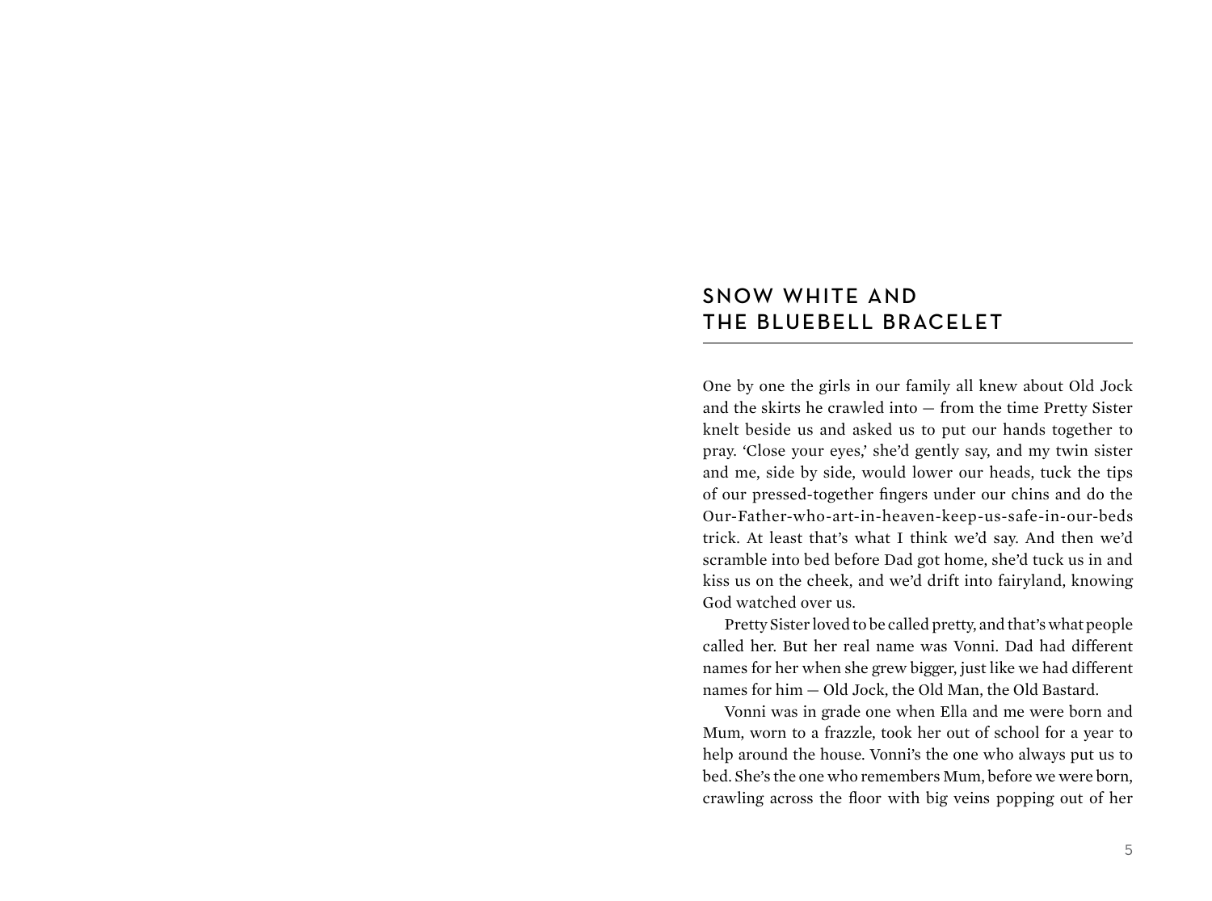# SNOW WHITE AND THE BLUEBELL BRACELET

One by one the girls in our family all knew about Old Jock and the skirts he crawled into — from the time Pretty Sister knelt beside us and asked us to put our hands together to pray. 'Close your eyes,' she'd gently say, and my twin sister and me, side by side, would lower our heads, tuck the tips of our pressed-together fingers under our chins and do the Our-Father-who-art-in-heaven-keep-us-safe-in-our-beds trick. At least that's what I think we'd say. And then we'd scramble into bed before Dad got home, she'd tuck us in and kiss us on the cheek, and we'd drift into fairyland, knowing God watched over us.

Pretty Sister loved to be called pretty, and that's what people called her. But her real name was Vonni. Dad had different names for her when she grew bigger, just like we had different names for him — Old Jock, the Old Man, the Old Bastard.

Vonni was in grade one when Ella and me were born and Mum, worn to a frazzle, took her out of school for a year to help around the house. Vonni's the one who always put us to bed. She's the one who remembers Mum, before we were born, crawling across the floor with big veins popping out of her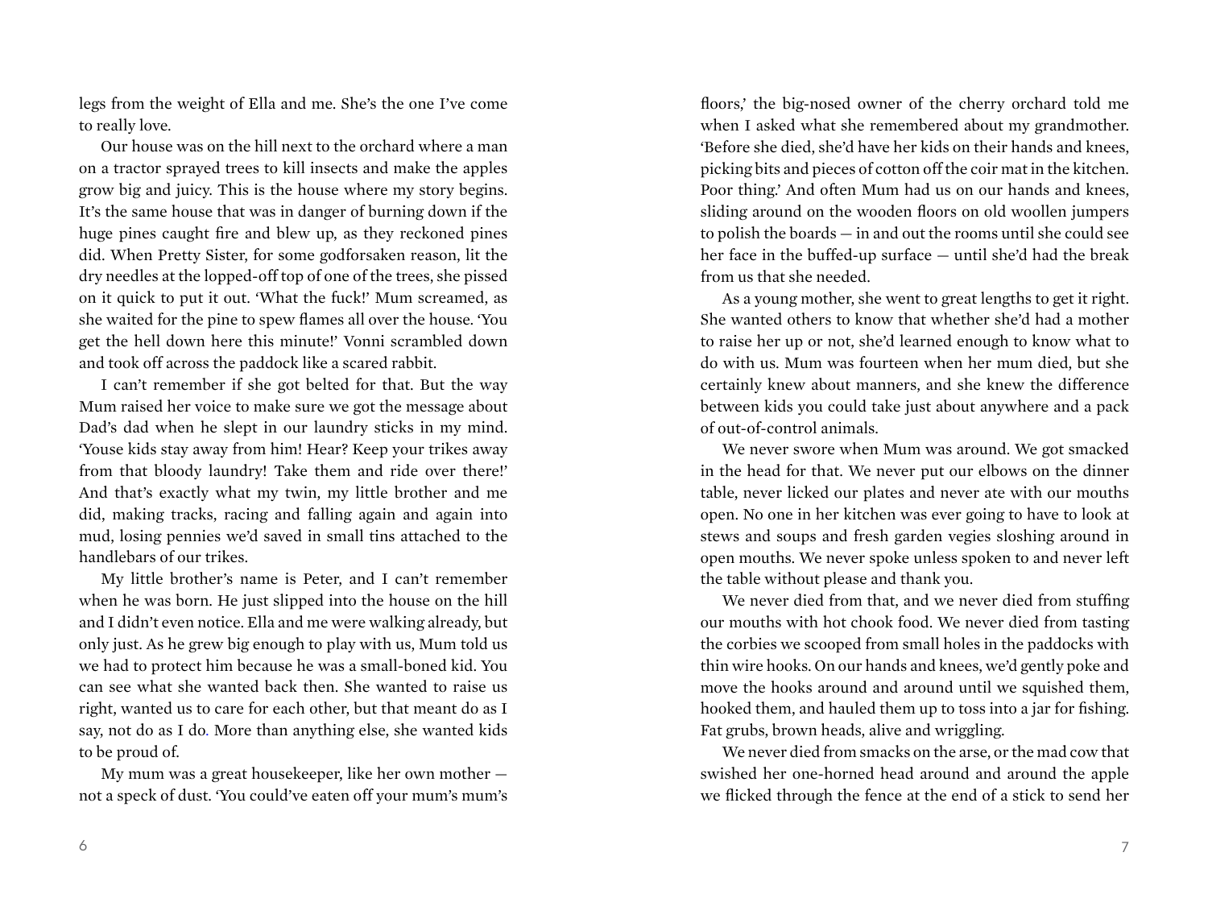legs from the weight of Ella and me. She's the one I've come to really love.

Our house was on the hill next to the orchard where a man on a tractor sprayed trees to kill insects and make the apples grow big and juicy. This is the house where my story begins. It's the same house that was in danger of burning down if the huge pines caught fire and blew up, as they reckoned pines did. When Pretty Sister, for some godforsaken reason, lit the dry needles at the lopped-off top of one of the trees, she pissed on it quick to put it out. 'What the fuck!' Mum screamed, as she waited for the pine to spew flames all over the house. 'You get the hell down here this minute!' Vonni scrambled down and took off across the paddock like a scared rabbit.

I can't remember if she got belted for that. But the way Mum raised her voice to make sure we got the message about Dad's dad when he slept in our laundry sticks in my mind. 'Youse kids stay away from him! Hear? Keep your trikes away from that bloody laundry! Take them and ride over there!' And that's exactly what my twin, my little brother and me did, making tracks, racing and falling again and again into mud, losing pennies we'd saved in small tins attached to the handlebars of our trikes.

My little brother's name is Peter, and I can't remember when he was born. He just slipped into the house on the hill and I didn't even notice. Ella and me were walking already, but only just. As he grew big enough to play with us, Mum told us we had to protect him because he was a small-boned kid. You can see what she wanted back then. She wanted to raise us right, wanted us to care for each other, but that meant do as I say, not do as I do. More than anything else, she wanted kids to be proud of.

My mum was a great housekeeper, like her own mother — not a speck of dust. 'You could've eaten off your mum's mum's floors,' the big-nosed owner of the cherry orchard told me when I asked what she remembered about my grandmother. 'Before she died, she'd have her kids on their hands and knees, picking bits and pieces of cotton off the coir mat in the kitchen. Poor thing.' And often Mum had us on our hands and knees, sliding around on the wooden floors on old woollen jumpers to polish the boards — in and out the rooms until she could see her face in the buffed-up surface — until she'd had the break from us that she needed.

As a young mother, she went to great lengths to get it right. She wanted others to know that whether she'd had a mother to raise her up or not, she'd learned enough to know what to do with us. Mum was fourteen when her mum died, but she certainly knew about manners, and she knew the difference between kids you could take just about anywhere and a pack of out-of-control animals.

We never swore when Mum was around. We got smacked in the head for that. We never put our elbows on the dinner table, never licked our plates and never ate with our mouths open. No one in her kitchen was ever going to have to look at stews and soups and fresh garden vegies sloshing around in open mouths. We never spoke unless spoken to and never left the table without please and thank you.

We never died from that, and we never died from stuffing our mouths with hot chook food. We never died from tasting the corbies we scooped from small holes in the paddocks with thin wire hooks. On our hands and knees, we'd gently poke and move the hooks around and around until we squished them, hooked them, and hauled them up to toss into a jar for fishing. Fat grubs, brown heads, alive and wriggling.

We never died from smacks on the arse, or the mad cow that swished her one-horned head around and around the apple we flicked through the fence at the end of a stick to send her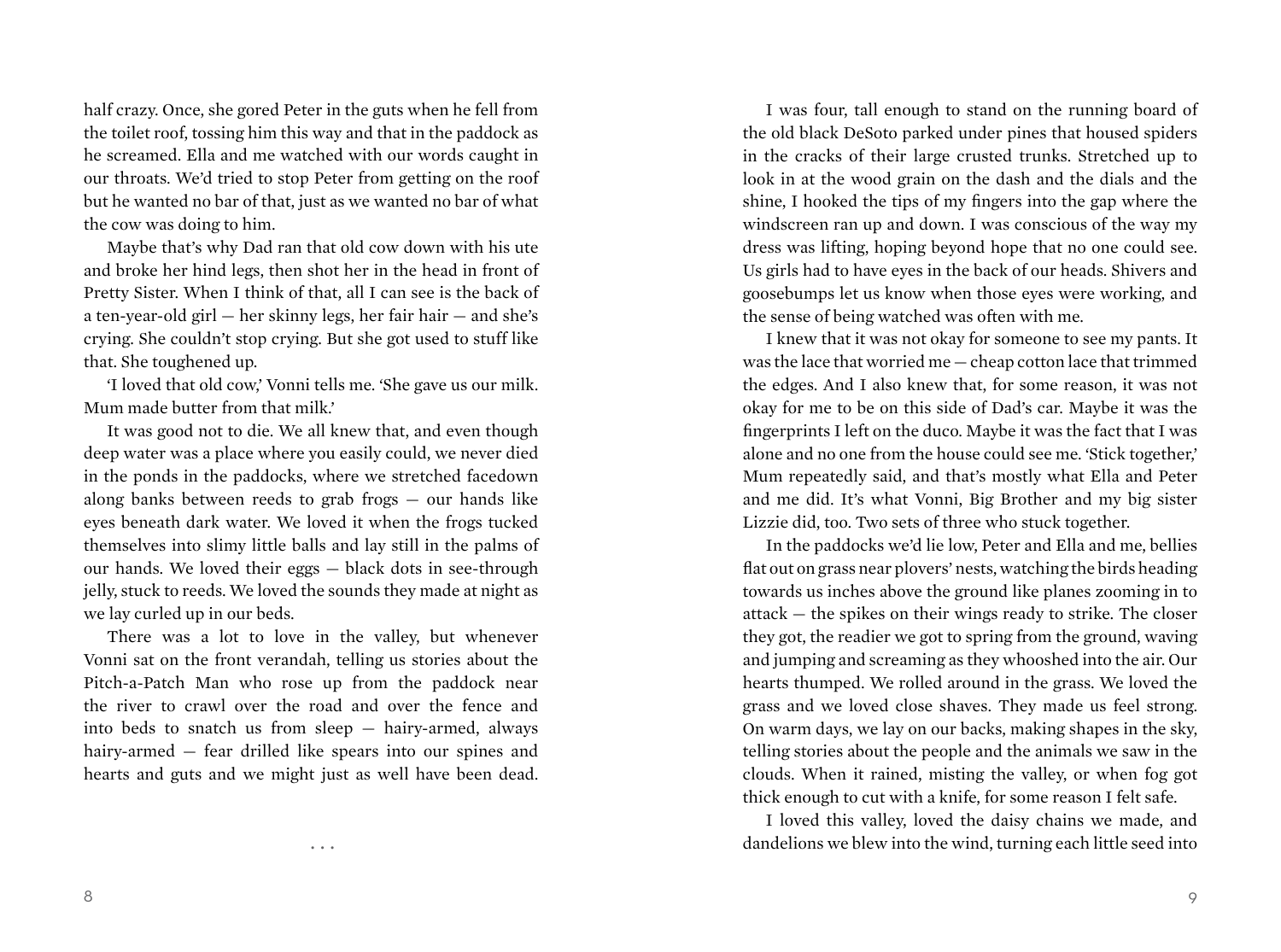half crazy. Once, she gored Peter in the guts when he fell from the toilet roof, tossing him this way and that in the paddock as he screamed. Ella and me watched with our words caught in our throats. We'd tried to stop Peter from getting on the roof but he wanted no bar of that, just as we wanted no bar of what the cow was doing to him.

Maybe that's why Dad ran that old cow down with his ute and broke her hind legs, then shot her in the head in front of Pretty Sister. When I think of that, all I can see is the back of a ten-year-old girl — her skinny legs, her fair hair — and she's crying. She couldn't stop crying. But she got used to stuff like that. She toughened up.

'I loved that old cow,' Vonni tells me. 'She gave us our milk. Mum made butter from that milk.'

It was good not to die. We all knew that, and even though deep water was a place where you easily could, we never died in the ponds in the paddocks, where we stretched facedown along banks between reeds to grab frogs — our hands like eyes beneath dark water. We loved it when the frogs tucked themselves into slimy little balls and lay still in the palms of our hands. We loved their eggs — black dots in see-through jelly, stuck to reeds. We loved the sounds they made at night as we lay curled up in our beds.

There was a lot to love in the valley, but whenever Vonni sat on the front verandah, telling us stories about the Pitch-a-Patch Man who rose up from the paddock near the river to crawl over the road and over the fence and into beds to snatch us from sleep — hairy-armed, always hairy-armed — fear drilled like spears into our spines and hearts and guts and we might just as well have been dead.

. . .

I was four, tall enough to stand on the running board of the old black DeSoto parked under pines that housed spiders in the cracks of their large crusted trunks. Stretched up to look in at the wood grain on the dash and the dials and the shine, I hooked the tips of my fingers into the gap where the windscreen ran up and down. I was conscious of the way my dress was lifting, hoping beyond hope that no one could see. Us girls had to have eyes in the back of our heads. Shivers and goosebumps let us know when those eyes were working, and the sense of being watched was often with me.

I knew that it was not okay for someone to see my pants. It was the lace that worried me — cheap cotton lace that trimmed the edges. And I also knew that, for some reason, it was not okay for me to be on this side of Dad's car. Maybe it was the fingerprints I left on the duco. Maybe it was the fact that I was alone and no one from the house could see me. 'Stick together,' Mum repeatedly said, and that's mostly what Ella and Peter and me did. It's what Vonni, Big Brother and my big sister Lizzie did, too. Two sets of three who stuck together.

In the paddocks we'd lie low, Peter and Ella and me, bellies flat out on grass near plovers' nests, watching the birds heading towards us inches above the ground like planes zooming in to attack — the spikes on their wings ready to strike. The closer they got, the readier we got to spring from the ground, waving and jumping and screaming as they whooshed into the air. Our hearts thumped. We rolled around in the grass. We loved the grass and we loved close shaves. They made us feel strong. On warm days, we lay on our backs, making shapes in the sky, telling stories about the people and the animals we saw in the clouds. When it rained, misting the valley, or when fog got thick enough to cut with a knife, for some reason I felt safe.

I loved this valley, loved the daisy chains we made, and dandelions we blew into the wind, turning each little seed into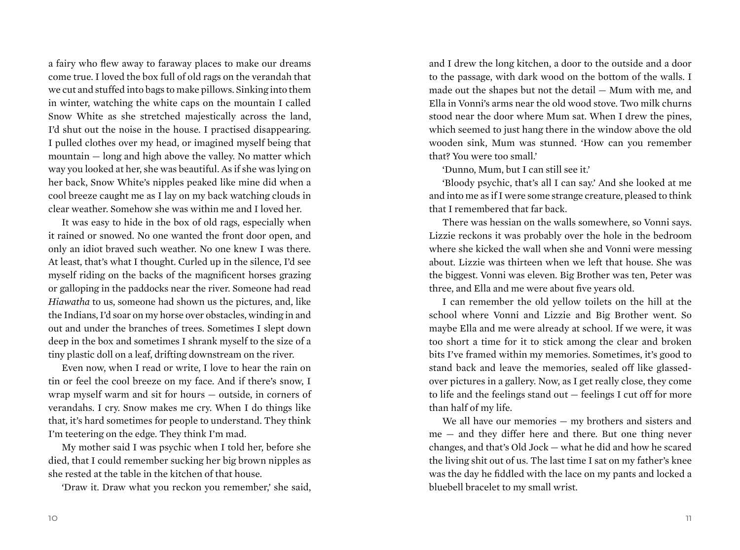a fairy who flew away to faraway places to make our dreams come true. I loved the box full of old rags on the verandah that we cut and stuffed into bags to make pillows. Sinking into them in winter, watching the white caps on the mountain I called Snow White as she stretched majestically across the land, I'd shut out the noise in the house. I practised disappearing. I pulled clothes over my head, or imagined myself being that mountain — long and high above the valley. No matter which way you looked at her, she was beautiful. As if she was lying on her back, Snow White's nipples peaked like mine did when a cool breeze caught me as I lay on my back watching clouds in clear weather. Somehow she was within me and I loved her.

It was easy to hide in the box of old rags, especially when it rained or snowed. No one wanted the front door open, and only an idiot braved such weather. No one knew I was there. At least, that's what I thought. Curled up in the silence, I'd see myself riding on the backs of the magnificent horses grazing or galloping in the paddocks near the river. Someone had read *Hiawatha* to us, someone had shown us the pictures, and, like the Indians, I'd soar on my horse over obstacles, winding in and out and under the branches of trees. Sometimes I slept down deep in the box and sometimes I shrank myself to the size of a tiny plastic doll on a leaf, drifting downstream on the river.

Even now, when I read or write, I love to hear the rain on tin or feel the cool breeze on my face. And if there's snow, I wrap myself warm and sit for hours — outside, in corners of verandahs. I cry. Snow makes me cry. When I do things like that, it's hard sometimes for people to understand. They think I'm teetering on the edge. They think I'm mad.

My mother said I was psychic when I told her, before she died, that I could remember sucking her big brown nipples as she rested at the table in the kitchen of that house.

'Draw it. Draw what you reckon you remember,' she said, and I drew the long kitchen, a door to the outside and a door to the passage, with dark wood on the bottom of the walls. I made out the shapes but not the detail — Mum with me, and Ella in Vonni's arms near the old wood stove. Two milk churns stood near the door where Mum sat. When I drew the pines, which seemed to just hang there in the window above the old wooden sink, Mum was stunned. 'How can you remember that? You were too small.'

'Dunno, Mum, but I can still see it.'

'Bloody psychic, that's all I can say.' And she looked at me and into me as if I were some strange creature, pleased to think that I remembered that far back.

There was hessian on the walls somewhere, so Vonni says. Lizzie reckons it was probably over the hole in the bedroom where she kicked the wall when she and Vonni were messing about. Lizzie was thirteen when we left that house. She was the biggest. Vonni was eleven. Big Brother was ten, Peter was three, and Ella and me were about five years old.

I can remember the old yellow toilets on the hill at the school where Vonni and Lizzie and Big Brother went. So maybe Ella and me were already at school. If we were, it was too short a time for it to stick among the clear and broken bits I've framed within my memories. Sometimes, it's good to stand back and leave the memories, sealed off like glassed-over pictures in a gallery. Now, as I get really close, they come to life and the feelings stand out — feelings I cut off for more than half of my life.

We all have our memories — my brothers and sisters and me — and they differ here and there. But one thing never changes, and that's Old Jock — what he did and how he scared the living shit out of us. The last time I sat on my father's knee was the day he fiddled with the lace on my pants and locked a bluebell bracelet to my small wrist.